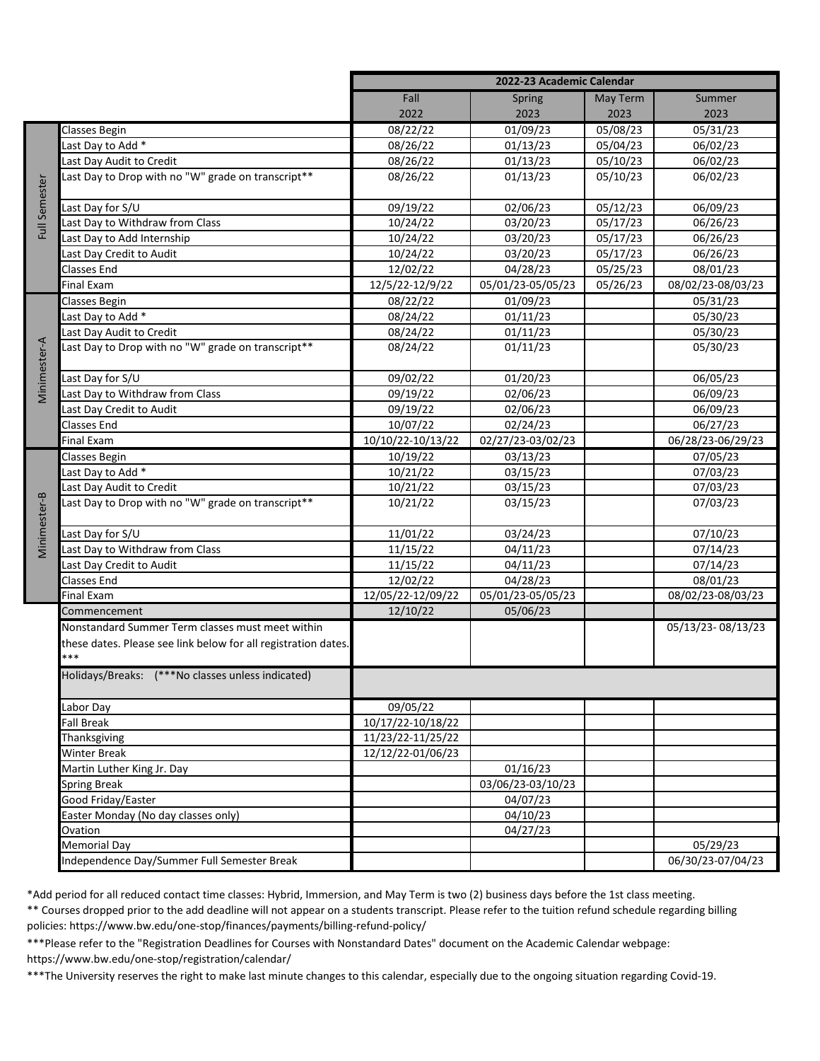| | | 2022-23 Academic Calendar | | | |
|---|---|---|---|---|---|
| | | Fall 2022 | Spring 2023 | May Term 2023 | Summer 2023 |
| Full Semester | Classes Begin | 08/22/22 | 01/09/23 | 05/08/23 | 05/31/23 |
| | Last Day to Add * | 08/26/22 | 01/13/23 | 05/04/23 | 06/02/23 |
| | Last Day Audit to Credit | 08/26/22 | 01/13/23 | 05/10/23 | 06/02/23 |
| | Last Day to Drop with no "W" grade on transcript** | 08/26/22 | 01/13/23 | 05/10/23 | 06/02/23 |
| | Last Day for S/U | 09/19/22 | 02/06/23 | 05/12/23 | 06/09/23 |
| | Last Day to Withdraw from Class | 10/24/22 | 03/20/23 | 05/17/23 | 06/26/23 |
| | Last Day to Add Internship | 10/24/22 | 03/20/23 | 05/17/23 | 06/26/23 |
| | Last Day Credit to Audit | 10/24/22 | 03/20/23 | 05/17/23 | 06/26/23 |
| | Classes End | 12/02/22 | 04/28/23 | 05/25/23 | 08/01/23 |
| | Final Exam | 12/5/22-12/9/22 | 05/01/23-05/05/23 | 05/26/23 | 08/02/23-08/03/23 |
| Minimester-A | Classes Begin | 08/22/22 | 01/09/23 | | 05/31/23 |
| | Last Day to Add * | 08/24/22 | 01/11/23 | | 05/30/23 |
| | Last Day Audit to Credit | 08/24/22 | 01/11/23 | | 05/30/23 |
| | Last Day to Drop with no "W" grade on transcript** | 08/24/22 | 01/11/23 | | 05/30/23 |
| | Last Day for S/U | 09/02/22 | 01/20/23 | | 06/05/23 |
| | Last Day to Withdraw from Class | 09/19/22 | 02/06/23 | | 06/09/23 |
| | Last Day Credit to Audit | 09/19/22 | 02/06/23 | | 06/09/23 |
| | Classes End | 10/07/22 | 02/24/23 | | 06/27/23 |
| | Final Exam | 10/10/22-10/13/22 | 02/27/23-03/02/23 | | 06/28/23-06/29/23 |
| Minimester-B | Classes Begin | 10/19/22 | 03/13/23 | | 07/05/23 |
| | Last Day to Add * | 10/21/22 | 03/15/23 | | 07/03/23 |
| | Last Day Audit to Credit | 10/21/22 | 03/15/23 | | 07/03/23 |
| | Last Day to Drop with no "W" grade on transcript** | 10/21/22 | 03/15/23 | | 07/03/23 |
| | Last Day for S/U | 11/01/22 | 03/24/23 | | 07/10/23 |
| | Last Day to Withdraw from Class | 11/15/22 | 04/11/23 | | 07/14/23 |
| | Last Day Credit to Audit | 11/15/22 | 04/11/23 | | 07/14/23 |
| | Classes End | 12/02/22 | 04/28/23 | | 08/01/23 |
| | Final Exam | 12/05/22-12/09/22 | 05/01/23-05/05/23 | | 08/02/23-08/03/23 |
| | Commencement | 12/10/22 | 05/06/23 | | |
| | Nonstandard Summer Term classes must meet within these dates. Please see link below for all registration dates. *** | | | | 05/13/23- 08/13/23 |
| | Holidays/Breaks: (***No classes unless indicated) | | | | |
| | Labor Day | 09/05/22 | | | |
| | Fall Break | 10/17/22-10/18/22 | | | |
| | Thanksgiving | 11/23/22-11/25/22 | | | |
| | Winter Break | 12/12/22-01/06/23 | | | |
| | Martin Luther King Jr. Day | | 01/16/23 | | |
| | Spring Break | | 03/06/23-03/10/23 | | |
| | Good Friday/Easter | | 04/07/23 | | |
| | Easter Monday (No day classes only) | | 04/10/23 | | |
| | Ovation | | 04/27/23 | | |
| | Memorial Day | | | | 05/29/23 |
| | Independence Day/Summer Full Semester Break | | | | 06/30/23-07/04/23 |

*Add period for all reduced contact time classes: Hybrid, Immersion, and May Term is two (2) business days before the 1st class meeting.

** Courses dropped prior to the add deadline will not appear on a students transcript. Please refer to the tuition refund schedule regarding billing policies: https://www.bw.edu/one-stop/finances/payments/billing-refund-policy/

***Please refer to the "Registration Deadlines for Courses with Nonstandard Dates" document on the Academic Calendar webpage: https://www.bw.edu/one-stop/registration/calendar/

***The University reserves the right to make last minute changes to this calendar, especially due to the ongoing situation regarding Covid-19.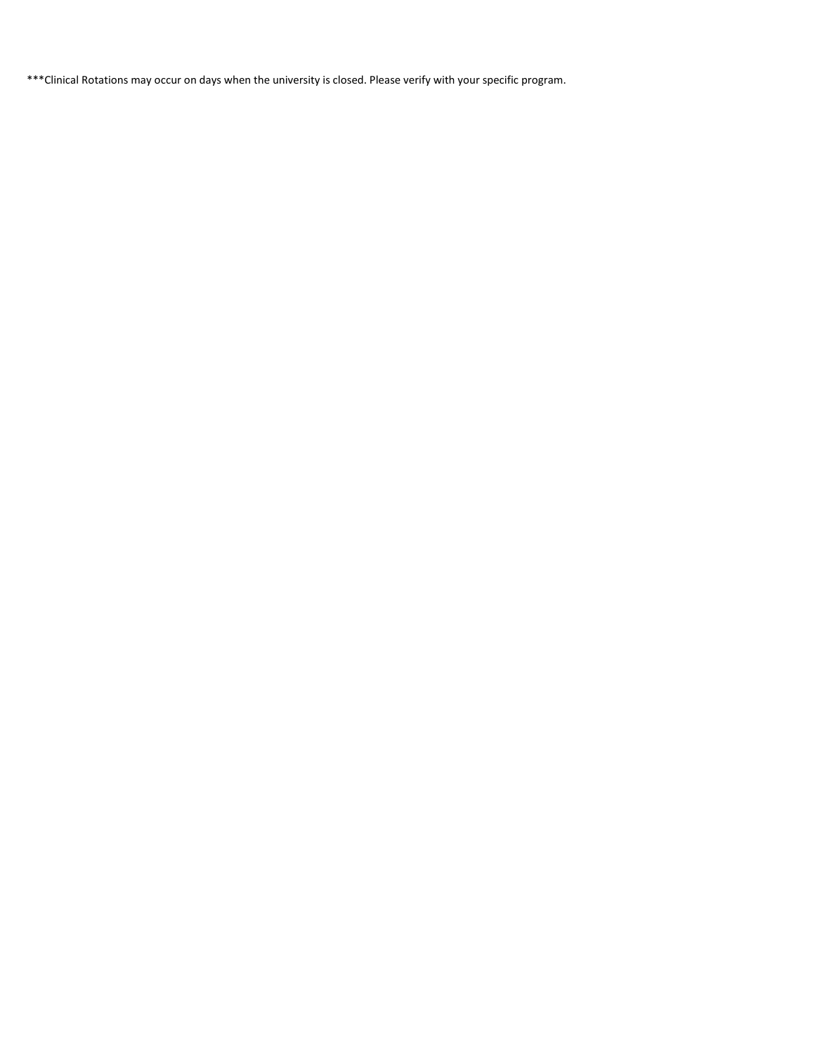***Clinical Rotations may occur on days when the university is closed. Please verify with your specific program.